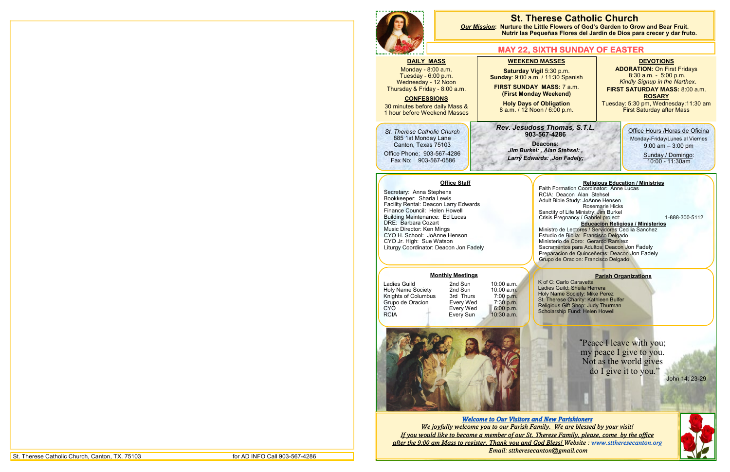# St. Therese Catholic Church

***Our Mission*: Nurture the Little Flowers of God's Garden to Grow and Bear Fruit.**
**Nutrir las Pequeñas Flores del Jardín de Dios para crecer y dar fruto.**

## MAY 22, SIXTH SUNDAY OF EASTER

### DAILY MASS

Monday - 8:00 a.m.
Tuesday - 6:00 p.m.
Wednesday - 12 Noon
Thursday & Friday - 8:00 a.m.

### CONFESSIONS

30 minutes before daily Mass & 1 hour before Weekend Masses

### WEEKEND MASSES

**Saturday Vigil** 5:30 p.m.
**Sunday**: 9:00 a.m. / 11:30 Spanish

**FIRST SUNDAY MASS:** 7 a.m.
**(First Monday Weekend)**

**Holy Days of Obligation**
8 a.m. / 12 Noon / 6:00 p.m.

### DEVOTIONS

**ADORATION:** On First Fridays 8:30 a.m. - 5:00 p.m.
*Kindly Signup in the Narthex.*

**FIRST SATURDAY MASS:** 8:00 a.m.

### ROSARY

Tuesday: 5:30 pm, Wednesday:11:30 am
First Saturday after Mass

*St. Therese Catholic Church*
885 1st Monday Lane
Canton, Texas 75103
Office Phone: 903-567-4286
Fax No: 903-567-0586

***Rev. Jesudoss Thomas, S.T.L.***
**903-567-4286**

**Deacons:**
***Jim Burkel: , Alan Stehsel: ,***
***Larry Edwards: ,Jon Fadely;***

Office Hours /Horas de Oficina
Monday-Friday/Lunes al Viernes
9:00 am – 3:00 pm
Sunday / Domingo:
10:00 - 11:30am

### Office Staff

Secretary: Anna Stephens
Bookkeeper: Sharla Lewis
Facility Rental: Deacon Larry Edwards
Finance Council: Helen Howell
Building Maintenance: Ed Lucas
DRE: Barbara Cozart
Music Director: Ken Mings
CYO H. School: JoAnne Henson
CYO Jr. High: Sue Watson
Liturgy Coordinator: Deacon Jon Fadely

### Religious Education / Ministries

Faith Formation Coordinator: Anne Lucas
RCIA: Deacon Alan Stehsel
Adult Bible Study: JoAnne Hensen
Rosemarie Hicks
Sanctity of Life Ministry: Jim Burkel
Crisis Pregnancy / Gabriel project: 1-888-300-5112

### Educación Religiosa / Ministerios

Ministro de Lectores / Servidores:Cecilia Sanchez
Estudio de Biblia: Francisco Delgado
Ministerio de Coro: Gerardo Ramirez
Sacramentos para Adultos: Deacon Jon Fadely
Preparacion de Quinceñeras: Deacon Jon Fadely
Grupo de Oracion: Francisco Delgado

### Monthly Meetings

| | | |
|---|---|---|
| Ladies Guild | 2nd Sun | 10:00 a.m. |
| Holy Name Society | 2nd Sun | 10:00 a.m. |
| Knights of Columbus | 3rd Thurs | 7:00 p.m. |
| Grupo de Oracion | Every Wed | 7:30 p.m. |
| CYO | Every Wed | 6:00 p.m. |
| RCIA | Every Sun | 10:30 a.m. |

### Parish Organizations

K of C: Carlo Caravetta
Ladies Guild: Sheila Herrera
Holy Name Society: Mike Perez
St. Therese Charity: Kathleen Bulfer
Religious Gift Shop: Judy Thurman
Scholarship Fund: Helen Howell

"Peace I leave with you; my peace I give to you. Not as the world gives do I give it to you."
John 14: 23-29

***Welcome to Our Visitors and New Parishioners***
*We joyfully welcome you to our Parish Family. We are blessed by your visit!*
*If you would like to become a member of our St. Therese Family, please, come by the office after the 9:00 am Mass to register. Thank you and God Bless!* Website : *www.sttheresecanton.org*
*Email: sttheresecanton@gmail.com*

St. Therese Catholic Church, Canton, TX. 75103 for AD INFO Call 903-567-4286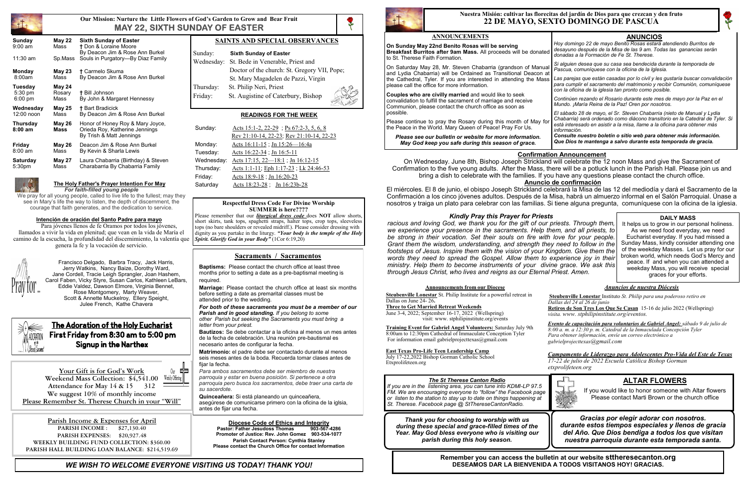# Our Mission: Nurture the Little Flowers of God's Garden to Grow and Bear Fruit

## MAY 22, SIXTH SUNDAY OF EASTER

| | | | |
|---|---|---|---|
| **Sunday** 9:00 am | **May 22** Mass | **Sixth Sunday of Easter** † Don & Loraine Moore By Deacon Jim & Rose Ann Burkel |
| 11:30 am | Sp.Mass | Souls in Purgatory—By Diaz Family |
| **Monday** 8:00am | **May 23** Mass | † Carmelo Skuma By Deacon Jim & Rose Ann Burkel |
| **Tuesday** 5:30 pm 6:00 pm | **May 24** Rosary Mass | † Bill Johnson By John & Margaret Hennessy |
| **Wednesday** 12:00 noon | **May 25** Mass | † Bart Bradicick By Deacon Jim & Rose Ann Burkel |
| **Thursday** **8:00 am** | **May 26** **Mass** | Honor of Honey Roy & Mary Joyce, Orieda Roy, Katherine Jennings By Trish & Matt Jennings |
| **Friday** 8:00 am | **May 26** Mass | Deacon Jim & Rose Ann Burkel By Kevin & Sharla Lewis |
| **Saturday** 5:30pm | **May 27** Mass | Laura Chabarria (Birthday) & Steven Charabarria By Chabarria Family |

### The Holy Father's Prayer Intention For May

*For faith-filled young people*

We pray for all young people, called to live life to the fullest; may they see in Mary's life the way to listen, the depth of discernment, the courage that faith generates, and the dedication to service.

### Intención de oración del Santo Padre para mayo

Para jóvenes llenos de fe Oramos por todos los jóvenes, llamados a vivir la vida en plenitud; que vean en la vida de María el camino de la escucha, la profundidad del discernimiento, la valentía que genera la fe y la vocación de servicio.

Pray for...

Francisco Delgado, Barbra Tracy, Jack Harris, Jerry Watkins, Nancy Baize, Dorothy Ward, Jane Cordell, Tracie Leigh Sprengler, Joan Hashem, Carol Faben, Vicky Styre, Susan Carlos, Kathleen LeBars, Eddie Valdez, Dawson Elmore, Virginia Bennet, Rose Montgomery, Marty Weaver, Scott & Annette Muckelroy, Ellery Speight, Julee French, Kathe Chavera

## The Adoration of the Holy Eucharist

**First Friday from 8:30 am to 5:00 pm**

**Signup in the Narthex**

Your Gift is for God's Work

Weekend Mass Collection: $4,541.00

Attendance for May 14 & 15 312

We suggest 10% of monthly income

Please Remember St. Therese Church in your "Will"

Parish Income & Expenses for April

PARISH INCOME : $27,130.40

PARISH EXPENSES: $20,927.48

WEEKLY BUILDING FUND COLLECTION: $360.00

PARISH HALL BUILDING LOAN BALANCE: $214,519.69

### SAINTS AND SPECIAL OBSERVANCES

| | |
|---|---|
| Sunday: | **Sixth Sunday of Easter** |
| Wednesday: | St. Bede in Venerable, Priest and Doctor of the church: St. Gregory VII, Pope; St. Mary Magadelen de Pazzi, Virgin |
| Thursday: | St. Philip Neri, Priest |
| Friday: | St. Augistine of Caterbury, Bishop |

### READINGS FOR THE WEEK

| | |
|---|---|
| Sunday: | Acts 15:1-2, 22-29 ; Ps 67:2-3, 5, 6, 8 Rev 21:10-14, 22-23; Rev 21:10-14, 22-23 |
| Monday: | Acts 16:11-15 ; Jn 15:26—16:4a |
| Tuesday: | Acts 16:22-34 ; Jn 16:5-11 |
| Wednesday: | Acts 17:15, 22—18:1 ; Jn 16:12-15 |
| Thursday: | Acts 1:1-11; Eph 1:17-23 ; Lk 24:46-53 |
| Friday: | Acts 18:9-18 ; Jn 16:20-23 |
| Saturday | Acts 18:23-28 ; Jn 16:23b-28 |

### Respectful Dress Code For Divine Worship

**SUMMER is here????**

Please remember that our ***liturgical dress code*** does **NOT** allow shorts, short skirts, tank tops, spaghetti straps, halter tops, crop tops, sleeveless tops (no bare shoulders or revealed midriff.). Please consider dressing with dignity as you partake in the liturgy. ***"Your body is the temple of the Holy Spirit. Glorify God in your Body"*** (1Cor 6:19,20)

### Sacraments / Sacramentos

**Baptisms:** Please contact the church office at least three months prior to setting a date as a pre-baptismal meeting is required.

**Marriage:** Please contact the church office at least six months before setting a date as premarital classes must be attended prior to the wedding.

***For both of these sacraments you must be a member of our Parish and in good standing.*** *If you belong to some other Parish but seeking the Sacraments you must bring a letter from your priest.*

**Bautizos:** Se debe contactar a la oficina al menos un mes antes de la fecha de celebración. Una reunión pre-bautismal es necesario antes de configurar la fecha.

**Matrimonio:** el padre debe ser contactado durante al menos seis meses antes de la boda. Recuerda tomar clases antes de fijar la fecha.

*Para ambos sacramentos debe ser miembro de nuestra parroquia y estar en buena posición. Si pertenece a otra parroquia pero busca los sacramentos, debe traer una carta de su sacerdote.*

**Quinceañera:** Si está planeando un quinceañera, asegúrese de comunicarse primero con la oficina de la iglsia, antes de fijar una fecha.

### Diocese Code of Ethics and Integrity

**Pastor: Father Jesudoss Thomas 903-567-4286**

**Promoter of Justice: Rev. John Gomez 903-534-1077**

**Parish Contact Person: Cynthia Stanley**

**Please contact the Church Office for contact Information**

*WE WISH TO WELCOME EVERYONE VISITING US TODAY! THANK YOU!*

# Nuestra Misión: cultivar las florecitas del jardín de Dios para que crezcan y den fruto

## 22 DE MAYO, SEXTO DOMINGO DE PASCUA

### ANNOUNCEMENTS

**On Sunday May 22nd Benito Rosas will be serving Breakfast Burritos after 9am Mass.** All proceeds will be donated to St. Therese Faith Formation.

On Saturday May 28, Mr. Steven Chabarria (grandson of Manual and Lydia Chabarria) will be Ordained as Transitional Deacon at the Cathedral, Tyler. If you are interested in attending the Mass please call the office for more information.

**Couples who are civilly married** and would like to seek convalidation to fulfill the sacrament of marriage and receive Communion, please contact the church office as soon as possible.

Please continue to pray the Rosary during this month of May for the Peace in the World. Mary Queen of Peace! Pray For Us.

***Please see our bulletin or website for more information. May God keep you safe during this season of grace.***

### ANUNCIOS

*Hoy domingo 22 de mayo Benito Rosas estará atendiendo Burritos de desayuno después de la Misa de las 9 am. Todas las ganancias serán donadas a la Formación de Fe St. Therese.*

*Si alguien desea que su casa sea bendecida durante la temporada de Pascua, comuníquese con la oficina de la Iglesia.*

*Las parejas que están casadas por lo civil y les gustaría buscar convalidación para cumplir el sacramento del matrimonio y recibir Comunión, comuníquese con la oficina de la iglesia tan pronto como posible.*

*Continúen rezando el Rosario durante este mes de mayo por la Paz en el Mundo. ¡María Reina de la Paz! Oren por nosotros.*

*El sábado 28 de mayo, el Sr. Steven Chabarria (nieto de Manual y Lydia Chabarria) será ordenado como diácono transitorio en la Catedral de Tyler. Si está interesado en asistir a la misa, llame a la oficina para obtener más información.*

***Consulte nuestro boletín o sitio web para obtener más información. Que Dios te mantenga a salvo durante esta temporada de gracia.***

### Confirmation Announcement

On Wednesday. June 8th, Bishop Joseph Strickland will celebrate the 12 noon Mass and give the Sacrament of Confirmation to the five young adults. After the Mass, there will be a potluck lunch in the Parish Hall. Please join us and bring a dish to celebrate with the families. If you have any questions please contact the church office.

### Anuncio de confirmación

El miércoles. El 8 de junio, el obispo Joseph Strickland celebrará la Misa de las 12 del mediodía y dará el Sacramento de la Confirmación a los cinco jóvenes adultos. Después de la Misa, habrá un almuerzo informal en el Salón Parroquial. Únase a nosotros y traiga un plato para celebrar con las familias. Si tiene alguna pregunta, comuníquese con la oficina de la iglesia.

### Kindly Pray this Prayer for Priests

*racious and loving God, we thank you for the gift of our priests. Through them, we experience your presence in the sacraments. Help them, and all priests, to be strong in their vocation. Set their souls on fire with love for your people. Grant them the wisdom, understanding, and strength they need to follow in the footsteps of Jesus. Inspire them with the vision of your Kingdom. Give them the words they need to spread the Gospel. Allow them to experience joy in their ministry. Help them to become instruments of your divine grace. We ask this through Jesus Christ, who lives and reigns as our Eternal Priest. Amen.*

### DAILY MASS

It helps us to grow in our personal holiness. As we need food everyday, we need Eucharist everyday. If you had missed a Sunday Mass, kindly consider attending one of the weekday Masses. Let us pray for our broken world, which needs God's Mercy and peace. If and when you can attended a weekday Mass, you will receive special graces for your efforts.

### Announcements from our Diocese

**Steubenville Lonestar** St. Philip Institute for a powerful retreat in Dallas on June 24- 26**.**

**Three to Get Married Retreat Weekends**

June 3-4, 2022; September 16-17, 2022 (Wellspring) visit: www. stphilipinstitute.org/events

**Training Event for Gabriel Angel Volunteers:** Saturday July 9th 8:00am to 12:30pm Cathedral of Immaculate Conception Tyler For information email gabrielprojecttexas@gmail.com

**East Texas Pro-Life Teen Leadership Camp**

July 17-22,2022 Bishop Gorman Catholic School Etxprolifeteen.org

### *Anuncios de nuestra Diócesis*

**Steubenville Lonestar** Instituto *St. Philip para una poderoso retiro en Dallas del 24 al 26 de junio*

**Retiros de Son Tres Los Que Se Casan** 15-16 de julio 2022 (Wellspring) *visita. www. stphilipinstitute.org/eventos.*

***Evento de capacitación para voluntarios de Gabriel Angel:*** *sábado 9 de julio de 8:00 a. m. a 12:30 p. m. Catedral de la Inmaculada Concepción Tyler Para obtener información, envíe un correo electrónico a gabrielprojecttexas@gmail.com*

***Campamento de Liderazgo para Adolescentes Pro-Vida del Este de Texas***

*17-22 de julio de 2022 Escuela Católica Bishop Gorman etxprolifeteen.org*

### The St Therese Canton Radio

*If you are in the listening area, you can tune into KDMI-LP 97.5 FM. We are encouraging everyone to "follow" the Facebook page or listen to the station to stay up to date on things happening at St. Therese. Facebook page @ StThereseCantonRadio.*

### ALTAR FLOWERS

If you would like to honor someone with Altar flowers Please contact Marti Brown or the church office

***Thank you for choosing to worship with us during these special and grace-filled times of the Year. May God bless everyone who is visiting our parish during this holy season.***

***Gracias por elegir adorar con nosotros. durante estos tiempos especiales y llenos de gracia del Año. Que Dios bendiga a todos los que visitan nuestra parroquia durante esta temporada santa.***

**Remember you can access the bulletin at our website sttheresecanton.org**

**DESEAMOS DAR LA BIENVENIDA A TODOS VISITANOS HOY! GRACIAS.**